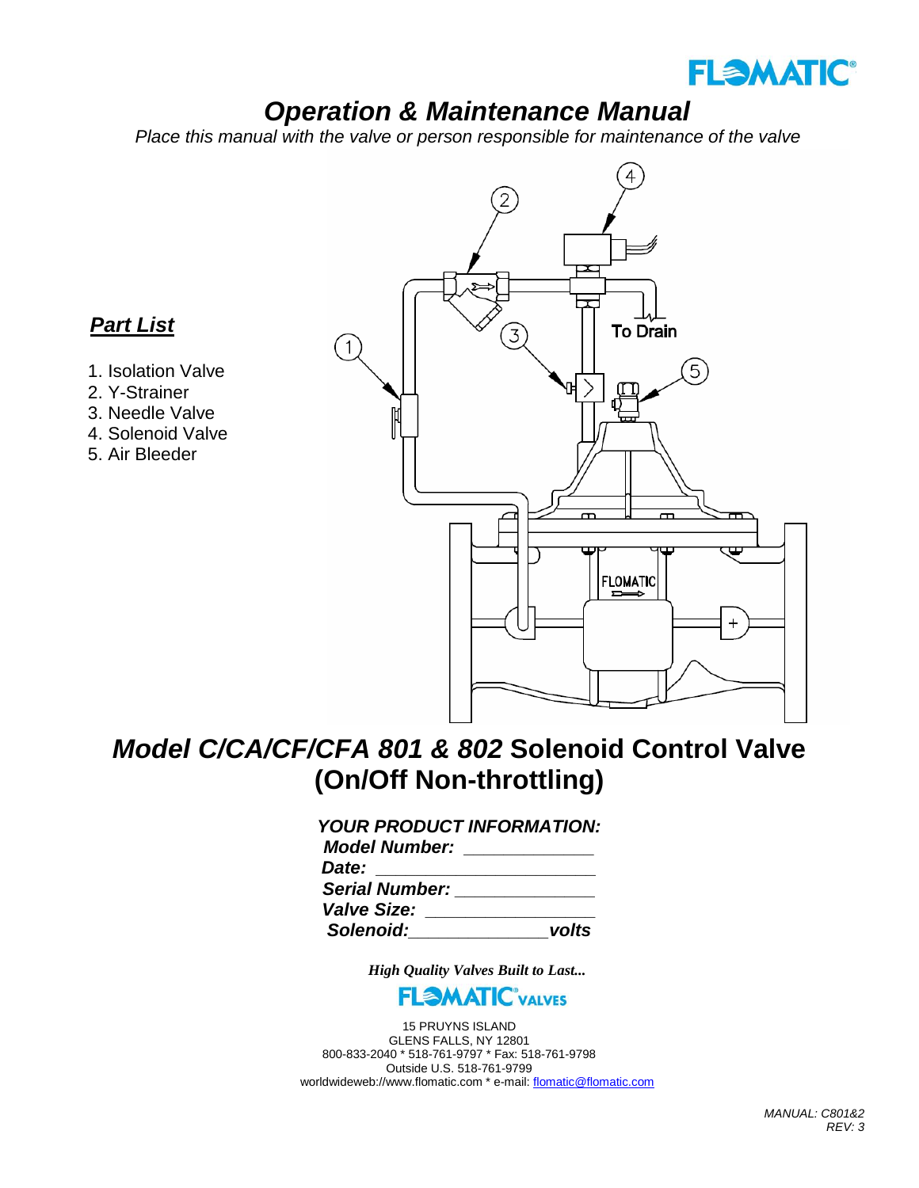FLOMATIC®

# Operation & Maintenance Manual

*Place this manual with the valve or person responsible for maintenance of the valve*

## *Part List*

1. Isolation Valve
2. Y-Strainer
3. Needle Valve
4. Solenoid Valve
5. Air Bleeder

To Drain

FLOMATIC

# *Model C/CA/CF/CFA 801 & 802* Solenoid Control Valve (On/Off Non-throttling)

***YOUR PRODUCT INFORMATION:***
***Model Number:*** _____________
***Date:*** ______________________
***Serial Number:*** ______________
***Valve Size:*** ________________
***Solenoid:***_______________***volts***

***High Quality Valves Built to Last...***

FLOMATIC® VALVES

15 PRUYNS ISLAND
GLENS FALLS, NY 12801
800-833-2040 * 518-761-9797 * Fax: 518-761-9798
Outside U.S. 518-761-9799
worldwideweb://www.flomatic.com * e-mail: flomatic@flomatic.com

*MANUAL: C801&2*
*REV: 3*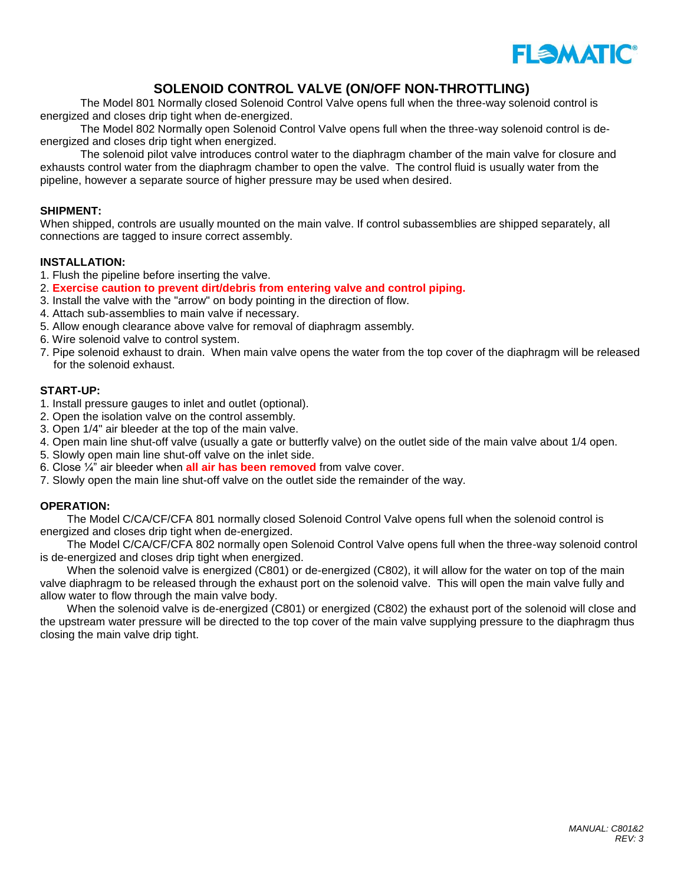# SOLENOID CONTROL VALVE (ON/OFF NON-THROTTLING)

The Model 801 Normally closed Solenoid Control Valve opens full when the three-way solenoid control is energized and closes drip tight when de-energized.

The Model 802 Normally open Solenoid Control Valve opens full when the three-way solenoid control is de-energized and closes drip tight when energized.

The solenoid pilot valve introduces control water to the diaphragm chamber of the main valve for closure and exhausts control water from the diaphragm chamber to open the valve. The control fluid is usually water from the pipeline, however a separate source of higher pressure may be used when desired.

**SHIPMENT:**

When shipped, controls are usually mounted on the main valve. If control subassemblies are shipped separately, all connections are tagged to insure correct assembly.

**INSTALLATION:**

1. Flush the pipeline before inserting the valve.
2. **Exercise caution to prevent dirt/debris from entering valve and control piping.**
3. Install the valve with the "arrow" on body pointing in the direction of flow.
4. Attach sub-assemblies to main valve if necessary.
5. Allow enough clearance above valve for removal of diaphragm assembly.
6. Wire solenoid valve to control system.
7. Pipe solenoid exhaust to drain. When main valve opens the water from the top cover of the diaphragm will be released for the solenoid exhaust.

**START-UP:**

1. Install pressure gauges to inlet and outlet (optional).
2. Open the isolation valve on the control assembly.
3. Open 1/4" air bleeder at the top of the main valve.
4. Open main line shut-off valve (usually a gate or butterfly valve) on the outlet side of the main valve about 1/4 open.
5. Slowly open main line shut-off valve on the inlet side.
6. Close ¼" air bleeder when **all air has been removed** from valve cover.
7. Slowly open the main line shut-off valve on the outlet side the remainder of the way.

**OPERATION:**

The Model C/CA/CF/CFA 801 normally closed Solenoid Control Valve opens full when the solenoid control is energized and closes drip tight when de-energized.

The Model C/CA/CF/CFA 802 normally open Solenoid Control Valve opens full when the three-way solenoid control is de-energized and closes drip tight when energized.

When the solenoid valve is energized (C801) or de-energized (C802), it will allow for the water on top of the main valve diaphragm to be released through the exhaust port on the solenoid valve. This will open the main valve fully and allow water to flow through the main valve body.

When the solenoid valve is de-energized (C801) or energized (C802) the exhaust port of the solenoid will close and the upstream water pressure will be directed to the top cover of the main valve supplying pressure to the diaphragm thus closing the main valve drip tight.

*MANUAL: C801&2*
*REV: 3*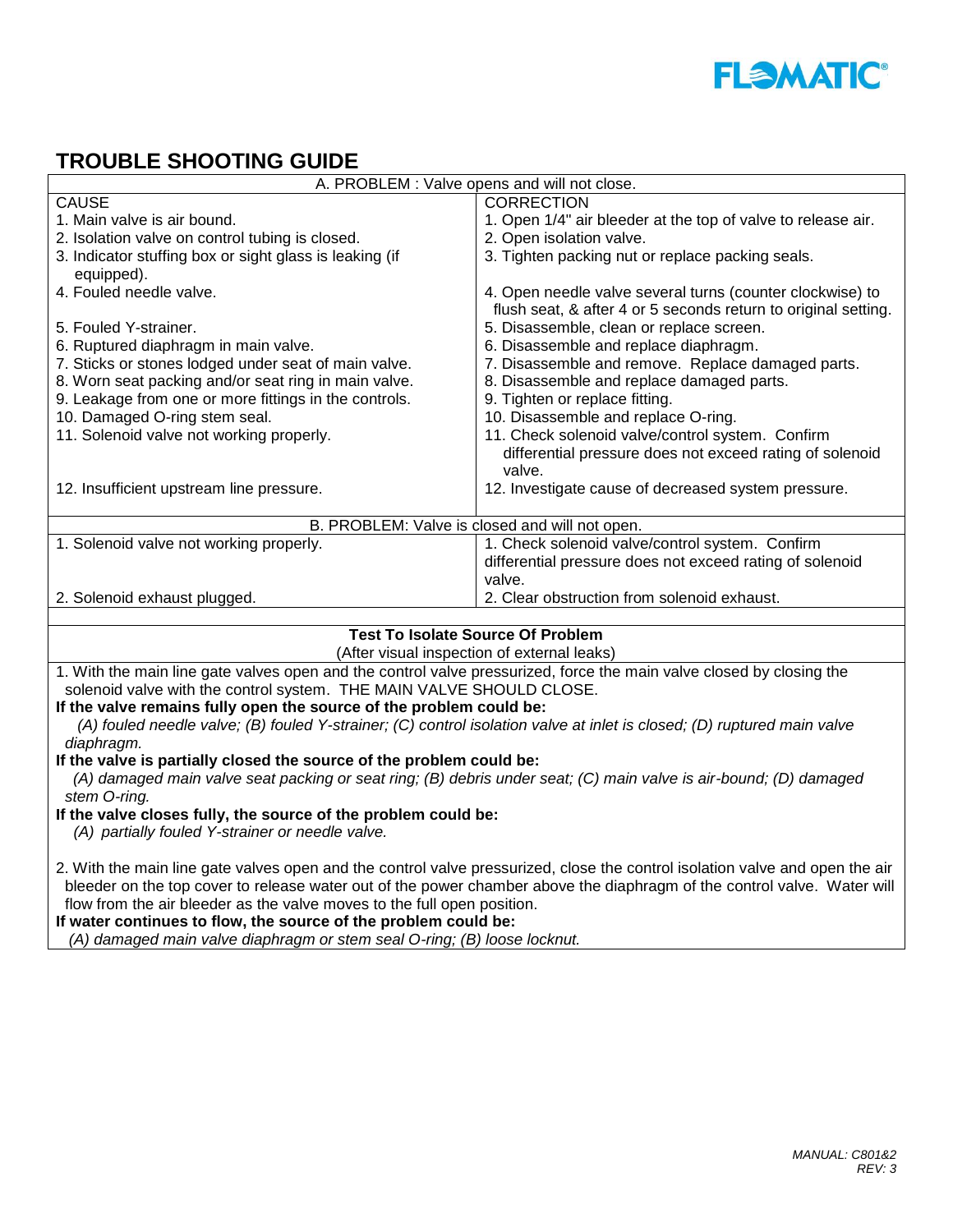## TROUBLE SHOOTING GUIDE

| A. PROBLEM : Valve opens and will not close. | |
|---|---|
| CAUSE | CORRECTION |
| 1. Main valve is air bound. | 1. Open 1/4" air bleeder at the top of valve to release air. |
| 2. Isolation valve on control tubing is closed. | 2. Open isolation valve. |
| 3. Indicator stuffing box or sight glass is leaking (if equipped). | 3. Tighten packing nut or replace packing seals. |
| 4. Fouled needle valve. | 4. Open needle valve several turns (counter clockwise) to flush seat, & after 4 or 5 seconds return to original setting. |
| 5. Fouled Y-strainer. | 5. Disassemble, clean or replace screen. |
| 6. Ruptured diaphragm in main valve. | 6. Disassemble and replace diaphragm. |
| 7. Sticks or stones lodged under seat of main valve. | 7. Disassemble and remove. Replace damaged parts. |
| 8. Worn seat packing and/or seat ring in main valve. | 8. Disassemble and replace damaged parts. |
| 9. Leakage from one or more fittings in the controls. | 9. Tighten or replace fitting. |
| 10. Damaged O-ring stem seal. | 10. Disassemble and replace O-ring. |
| 11. Solenoid valve not working properly. | 11. Check solenoid valve/control system. Confirm differential pressure does not exceed rating of solenoid valve. |
| 12. Insufficient upstream line pressure. | 12. Investigate cause of decreased system pressure. |
| **B. PROBLEM: Valve is closed and will not open.** | |
| 1. Solenoid valve not working properly. | 1. Check solenoid valve/control system. Confirm differential pressure does not exceed rating of solenoid valve. |
| 2. Solenoid exhaust plugged. | 2. Clear obstruction from solenoid exhaust. |

### Test To Isolate Source Of Problem

(After visual inspection of external leaks)

1. With the main line gate valves open and the control valve pressurized, force the main valve closed by closing the solenoid valve with the control system. THE MAIN VALVE SHOULD CLOSE.

**If the valve remains fully open the source of the problem could be:**

*(A) fouled needle valve; (B) fouled Y-strainer; (C) control isolation valve at inlet is closed; (D) ruptured main valve diaphragm.*

**If the valve is partially closed the source of the problem could be:**

*(A) damaged main valve seat packing or seat ring; (B) debris under seat; (C) main valve is air-bound; (D) damaged stem O-ring.*

**If the valve closes fully, the source of the problem could be:**

*(A) partially fouled Y-strainer or needle valve.*

2. With the main line gate valves open and the control valve pressurized, close the control isolation valve and open the air bleeder on the top cover to release water out of the power chamber above the diaphragm of the control valve. Water will flow from the air bleeder as the valve moves to the full open position.

**If water continues to flow, the source of the problem could be:**

*(A) damaged main valve diaphragm or stem seal O-ring; (B) loose locknut.*

*MANUAL: C801&2*
*REV: 3*